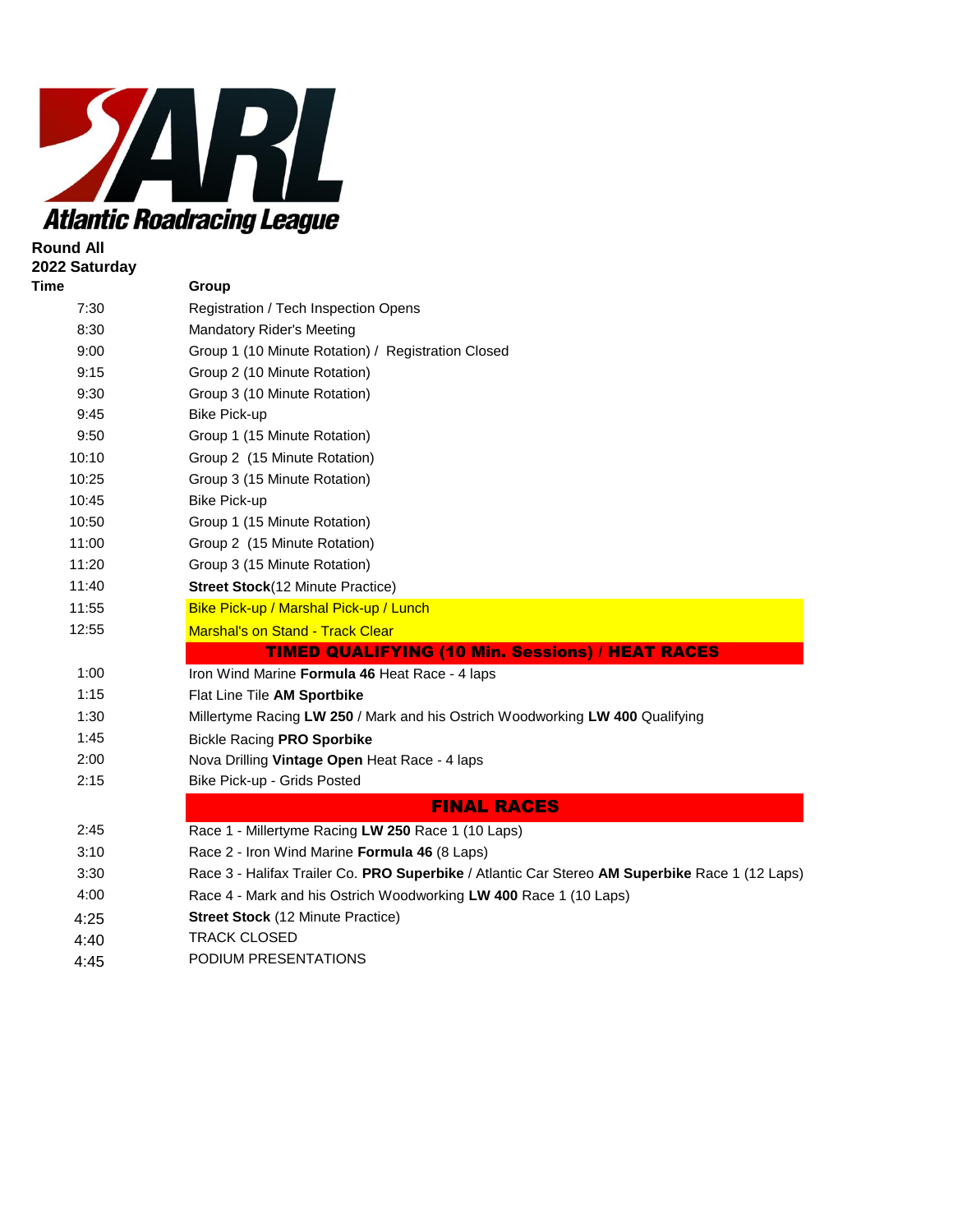SARL

Atlantic Roadracing League

**Round All**
**2022 Saturday**

| Time | Group |
|---|---|
| 7:30 | Registration / Tech Inspection Opens |
| 8:30 | Mandatory Rider's Meeting |
| 9:00 | Group 1 (10 Minute Rotation) / Registration Closed |
| 9:15 | Group 2 (10 Minute Rotation) |
| 9:30 | Group 3 (10 Minute Rotation) |
| 9:45 | Bike Pick-up |
| 9:50 | Group 1 (15 Minute Rotation) |
| 10:10 | Group 2 (15 Minute Rotation) |
| 10:25 | Group 3 (15 Minute Rotation) |
| 10:45 | Bike Pick-up |
| 10:50 | Group 1 (15 Minute Rotation) |
| 11:00 | Group 2 (15 Minute Rotation) |
| 11:20 | Group 3 (15 Minute Rotation) |
| 11:40 | **Street Stock**(12 Minute Practice) |
| 11:55 | Bike Pick-up / Marshal Pick-up / Lunch |
| 12:55 | Marshal's on Stand - Track Clear |
| | **TIMED QUALIFYING (10 Min. Sessions) / HEAT RACES** |
| 1:00 | Iron Wind Marine **Formula 46** Heat Race - 4 laps |
| 1:15 | Flat Line Tile **AM Sportbike** |
| 1:30 | Millertyme Racing **LW 250** / Mark and his Ostrich Woodworking **LW 400** Qualifying |
| 1:45 | Bickle Racing **PRO Sporbike** |
| 2:00 | Nova Drilling **Vintage Open** Heat Race - 4 laps |
| 2:15 | Bike Pick-up - Grids Posted |
| | **FINAL RACES** |
| 2:45 | Race 1 - Millertyme Racing **LW 250** Race 1 (10 Laps) |
| 3:10 | Race 2 - Iron Wind Marine **Formula 46** (8 Laps) |
| 3:30 | Race 3 - Halifax Trailer Co. **PRO Superbike** / Atlantic Car Stereo **AM Superbike** Race 1 (12 Laps) |
| 4:00 | Race 4 - Mark and his Ostrich Woodworking **LW 400** Race 1 (10 Laps) |
| 4:25 | **Street Stock** (12 Minute Practice) |
| 4:40 | TRACK CLOSED |
| 4:45 | PODIUM PRESENTATIONS |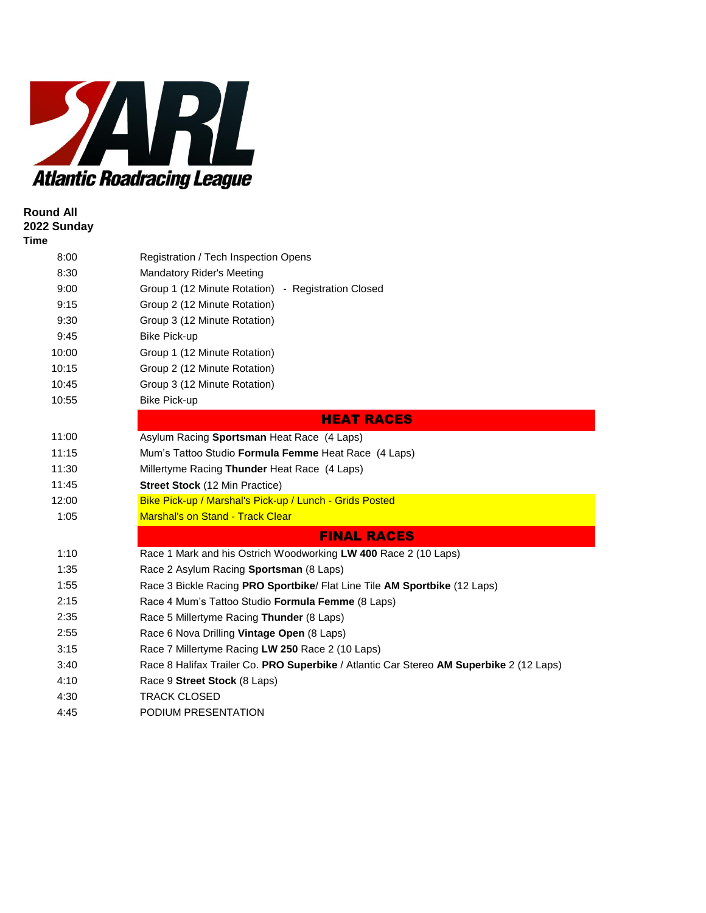**Atlantic Roadracing League**

**Round All**
**2022 Sunday**

| Time | |
|---|---|
| 8:00 | Registration / Tech Inspection Opens |
| 8:30 | Mandatory Rider's Meeting |
| 9:00 | Group 1 (12 Minute Rotation) - Registration Closed |
| 9:15 | Group 2 (12 Minute Rotation) |
| 9:30 | Group 3 (12 Minute Rotation) |
| 9:45 | Bike Pick-up |
| 10:00 | Group 1 (12 Minute Rotation) |
| 10:15 | Group 2 (12 Minute Rotation) |
| 10:45 | Group 3 (12 Minute Rotation) |
| 10:55 | Bike Pick-up |
| | **HEAT RACES** |
| 11:00 | Asylum Racing **Sportsman** Heat Race (4 Laps) |
| 11:15 | Mum's Tattoo Studio **Formula Femme** Heat Race (4 Laps) |
| 11:30 | Millertyme Racing **Thunder** Heat Race (4 Laps) |
| 11:45 | **Street Stock** (12 Min Practice) |
| 12:00 | Bike Pick-up / Marshal's Pick-up / Lunch - Grids Posted |
| 1:05 | Marshal's on Stand - Track Clear |
| | **FINAL RACES** |
| 1:10 | Race 1 Mark and his Ostrich Woodworking **LW 400** Race 2 (10 Laps) |
| 1:35 | Race 2 Asylum Racing **Sportsman** (8 Laps) |
| 1:55 | Race 3 Bickle Racing **PRO Sportbike**/ Flat Line Tile **AM Sportbike** (12 Laps) |
| 2:15 | Race 4 Mum's Tattoo Studio **Formula Femme** (8 Laps) |
| 2:35 | Race 5 Millertyme Racing **Thunder** (8 Laps) |
| 2:55 | Race 6 Nova Drilling **Vintage Open** (8 Laps) |
| 3:15 | Race 7 Millertyme Racing **LW 250** Race 2 (10 Laps) |
| 3:40 | Race 8 Halifax Trailer Co. **PRO Superbike** / Atlantic Car Stereo **AM Superbike** 2 (12 Laps) |
| 4:10 | Race 9 **Street Stock** (8 Laps) |
| 4:30 | TRACK CLOSED |
| 4:45 | PODIUM PRESENTATION |